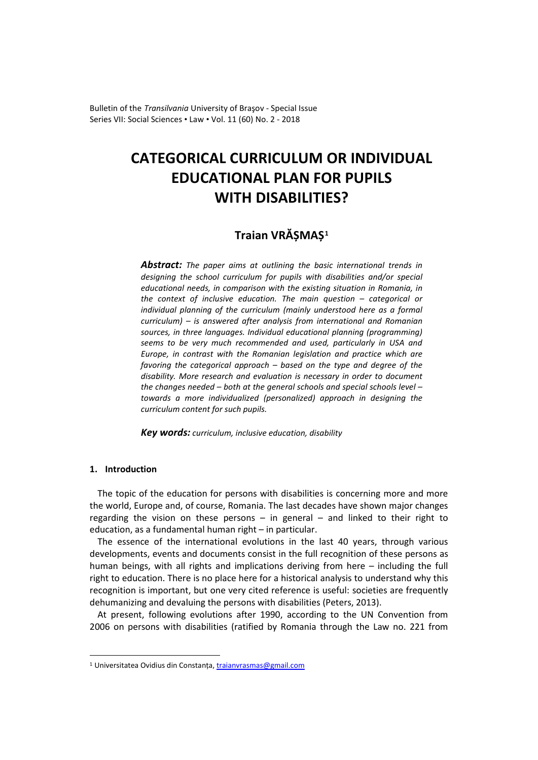# CATEGORICAL CURRICULUM OR INDIVIDUAL EDUCATIONAL PLAN FOR PUPILS WITH DISABILITIES?

## Traian VRĂȘMAȘ[1]

***Abstract:*** *The paper aims at outlining the basic international trends in designing the school curriculum for pupils with disabilities and/or special educational needs, in comparison with the existing situation in Romania, in the context of inclusive education. The main question – categorical or individual planning of the curriculum (mainly understood here as a formal curriculum) – is answered after analysis from international and Romanian sources, in three languages. Individual educational planning (programming) seems to be very much recommended and used, particularly in USA and Europe, in contrast with the Romanian legislation and practice which are favoring the categorical approach – based on the type and degree of the disability. More research and evaluation is necessary in order to document the changes needed – both at the general schools and special schools level – towards a more individualized (personalized) approach in designing the curriculum content for such pupils.*

***Key words:*** *curriculum, inclusive education, disability*

### 1. Introduction

The topic of the education for persons with disabilities is concerning more and more the world, Europe and, of course, Romania. The last decades have shown major changes regarding the vision on these persons – in general – and linked to their right to education, as a fundamental human right – in particular.

The essence of the international evolutions in the last 40 years, through various developments, events and documents consist in the full recognition of these persons as human beings, with all rights and implications deriving from here – including the full right to education. There is no place here for a historical analysis to understand why this recognition is important, but one very cited reference is useful: societies are frequently dehumanizing and devaluing the persons with disabilities (Peters, 2013).

At present, following evolutions after 1990, according to the UN Convention from 2006 on persons with disabilities (ratified by Romania through the Law no. 221 from

---

[1] Universitatea Ovidius din Constanța, traianvrasmas@gmail.com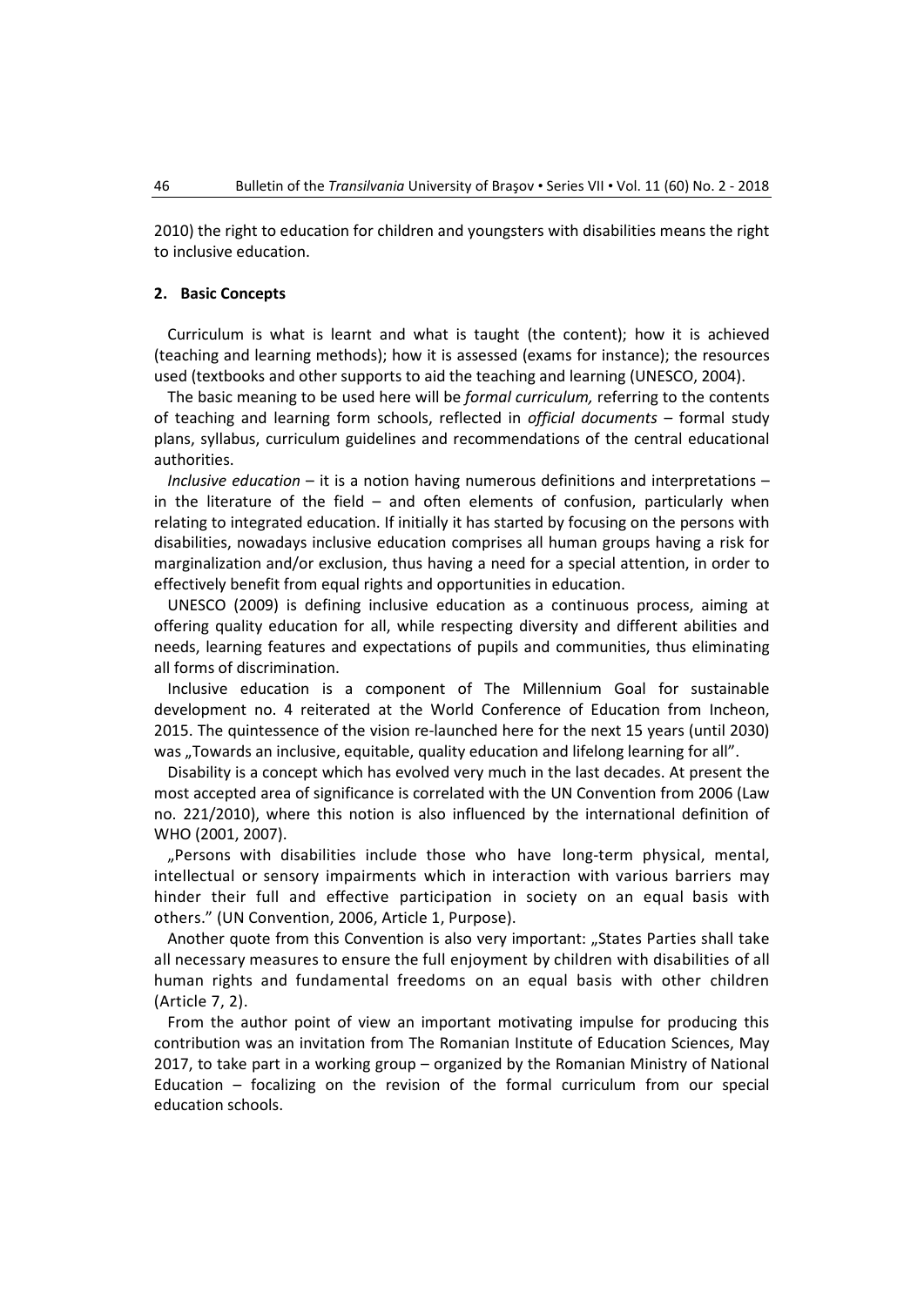2010) the right to education for children and youngsters with disabilities means the right to inclusive education.

## 2. Basic Concepts

Curriculum is what is learnt and what is taught (the content); how it is achieved (teaching and learning methods); how it is assessed (exams for instance); the resources used (textbooks and other supports to aid the teaching and learning (UNESCO, 2004).

The basic meaning to be used here will be *formal curriculum,* referring to the contents of teaching and learning form schools, reflected in *official documents* – formal study plans, syllabus, curriculum guidelines and recommendations of the central educational authorities.

*Inclusive education* – it is a notion having numerous definitions and interpretations – in the literature of the field – and often elements of confusion, particularly when relating to integrated education. If initially it has started by focusing on the persons with disabilities, nowadays inclusive education comprises all human groups having a risk for marginalization and/or exclusion, thus having a need for a special attention, in order to effectively benefit from equal rights and opportunities in education.

UNESCO (2009) is defining inclusive education as a continuous process, aiming at offering quality education for all, while respecting diversity and different abilities and needs, learning features and expectations of pupils and communities, thus eliminating all forms of discrimination.

Inclusive education is a component of The Millennium Goal for sustainable development no. 4 reiterated at the World Conference of Education from Incheon, 2015. The quintessence of the vision re-launched here for the next 15 years (until 2030) was „Towards an inclusive, equitable, quality education and lifelong learning for all".

Disability is a concept which has evolved very much in the last decades. At present the most accepted area of significance is correlated with the UN Convention from 2006 (Law no. 221/2010), where this notion is also influenced by the international definition of WHO (2001, 2007).

„Persons with disabilities include those who have long-term physical, mental, intellectual or sensory impairments which in interaction with various barriers may hinder their full and effective participation in society on an equal basis with others." (UN Convention, 2006, Article 1, Purpose).

Another quote from this Convention is also very important: „States Parties shall take all necessary measures to ensure the full enjoyment by children with disabilities of all human rights and fundamental freedoms on an equal basis with other children (Article 7, 2).

From the author point of view an important motivating impulse for producing this contribution was an invitation from The Romanian Institute of Education Sciences, May 2017, to take part in a working group – organized by the Romanian Ministry of National Education – focalizing on the revision of the formal curriculum from our special education schools.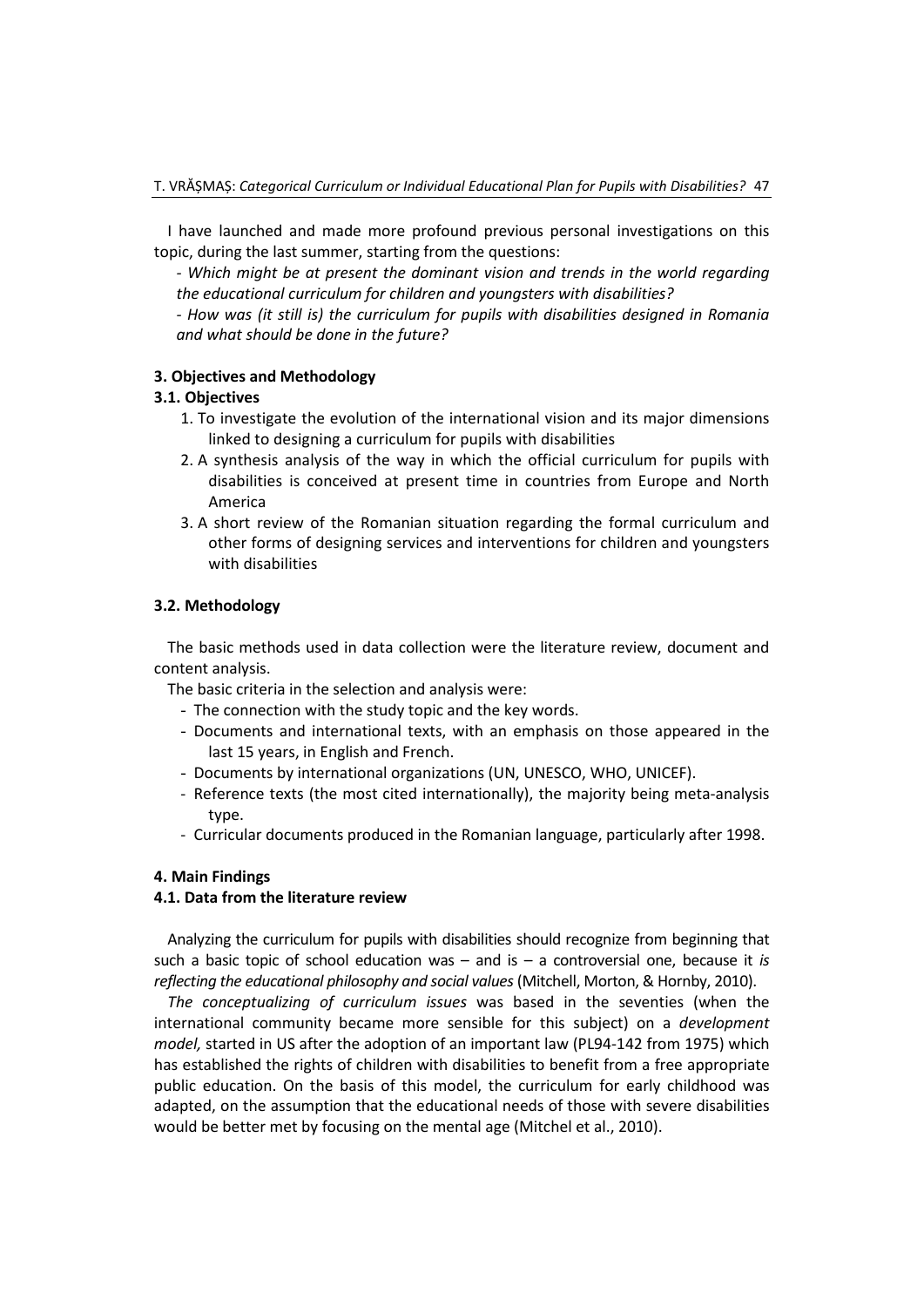I have launched and made more profound previous personal investigations on this topic, during the last summer, starting from the questions:

*- Which might be at present the dominant vision and trends in the world regarding the educational curriculum for children and youngsters with disabilities?*

*- How was (it still is) the curriculum for pupils with disabilities designed in Romania and what should be done in the future?*

## 3. Objectives and Methodology

### 3.1. Objectives

1. To investigate the evolution of the international vision and its major dimensions linked to designing a curriculum for pupils with disabilities
2. A synthesis analysis of the way in which the official curriculum for pupils with disabilities is conceived at present time in countries from Europe and North America
3. A short review of the Romanian situation regarding the formal curriculum and other forms of designing services and interventions for children and youngsters with disabilities

### 3.2. Methodology

The basic methods used in data collection were the literature review, document and content analysis.

The basic criteria in the selection and analysis were:

- The connection with the study topic and the key words.
- Documents and international texts, with an emphasis on those appeared in the last 15 years, in English and French.
- Documents by international organizations (UN, UNESCO, WHO, UNICEF).
- Reference texts (the most cited internationally), the majority being meta-analysis type.
- Curricular documents produced in the Romanian language, particularly after 1998.

## 4. Main Findings

### 4.1. Data from the literature review

Analyzing the curriculum for pupils with disabilities should recognize from beginning that such a basic topic of school education was – and is – a controversial one, because it *is reflecting the educational philosophy and social values* (Mitchell, Morton, & Hornby, 2010).

*The conceptualizing of curriculum issues* was based in the seventies (when the international community became more sensible for this subject) on a *development model,* started in US after the adoption of an important law (PL94-142 from 1975) which has established the rights of children with disabilities to benefit from a free appropriate public education. On the basis of this model, the curriculum for early childhood was adapted, on the assumption that the educational needs of those with severe disabilities would be better met by focusing on the mental age (Mitchel et al., 2010).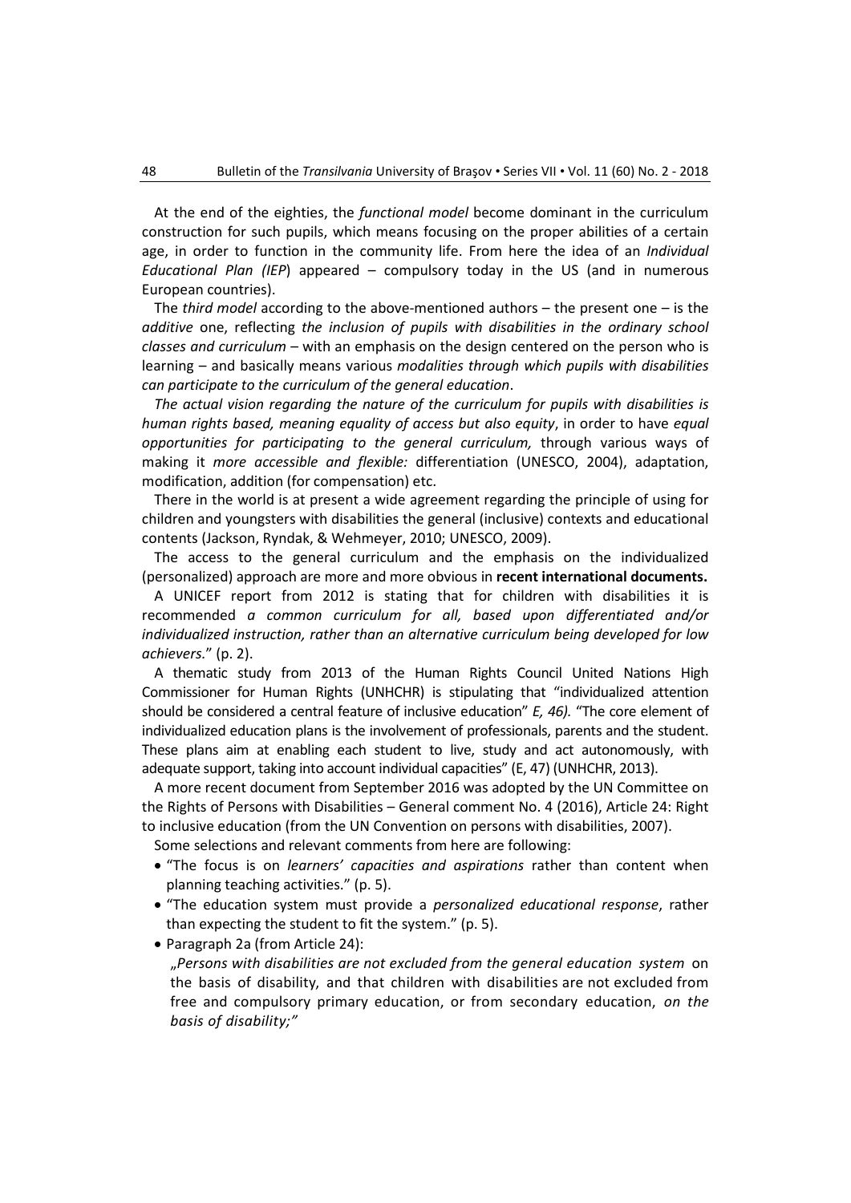At the end of the eighties, the *functional model* become dominant in the curriculum construction for such pupils, which means focusing on the proper abilities of a certain age, in order to function in the community life. From here the idea of an *Individual Educational Plan (IEP*) appeared – compulsory today in the US (and in numerous European countries).

The *third model* according to the above-mentioned authors – the present one – is the *additive* one, reflecting *the inclusion of pupils with disabilities in the ordinary school classes and curriculum* – with an emphasis on the design centered on the person who is learning – and basically means various *modalities through which pupils with disabilities can participate to the curriculum of the general education*.

*The actual vision regarding the nature of the curriculum for pupils with disabilities is human rights based, meaning equality of access but also equity*, in order to have *equal opportunities for participating to the general curriculum,* through various ways of making it *more accessible and flexible:* differentiation (UNESCO, 2004), adaptation, modification, addition (for compensation) etc.

There in the world is at present a wide agreement regarding the principle of using for children and youngsters with disabilities the general (inclusive) contexts and educational contents (Jackson, Ryndak, & Wehmeyer, 2010; UNESCO, 2009).

The access to the general curriculum and the emphasis on the individualized (personalized) approach are more and more obvious in **recent international documents.**

A UNICEF report from 2012 is stating that for children with disabilities it is recommended *a common curriculum for all, based upon differentiated and/or individualized instruction, rather than an alternative curriculum being developed for low achievers.*" (p. 2).

A thematic study from 2013 of the Human Rights Council United Nations High Commissioner for Human Rights (UNHCHR) is stipulating that "individualized attention should be considered a central feature of inclusive education" *E, 46).* "The core element of individualized education plans is the involvement of professionals, parents and the student. These plans aim at enabling each student to live, study and act autonomously, with adequate support, taking into account individual capacities" (E, 47) (UNHCHR, 2013).

A more recent document from September 2016 was adopted by the UN Committee on the Rights of Persons with Disabilities – General comment No. 4 (2016), Article 24: Right to inclusive education (from the UN Convention on persons with disabilities, 2007).

Some selections and relevant comments from here are following:

- "The focus is on *learners' capacities and aspirations* rather than content when planning teaching activities." (p. 5).
- "The education system must provide a *personalized educational response*, rather than expecting the student to fit the system." (p. 5).
- Paragraph 2a (from Article 24):
  „*Persons with disabilities are not excluded from the general education system* on the basis of disability, and that children with disabilities are not excluded from free and compulsory primary education, or from secondary education, *on the basis of disability;"*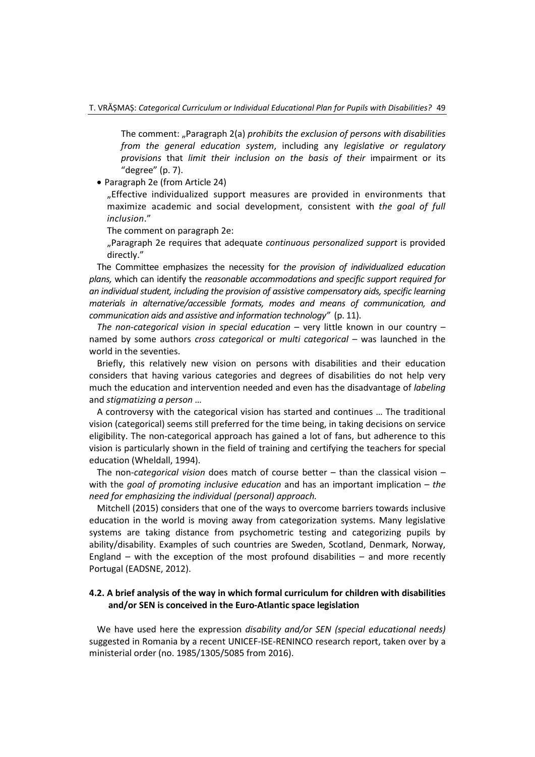The comment: „Paragraph 2(a) *prohibits the exclusion of persons with disabilities from the general education system*, including any *legislative or regulatory provisions* that *limit their inclusion on the basis of their* impairment or its "degree" (p. 7).

- Paragraph 2e (from Article 24)

  „Effective individualized support measures are provided in environments that maximize academic and social development, consistent with *the goal of full inclusion*."

  The comment on paragraph 2e:

  „Paragraph 2e requires that adequate *continuous personalized support* is provided directly."

The Committee emphasizes the necessity for *the provision of individualized education plans,* which can identify the *reasonable accommodations and specific support required for an individual student, including the provision of assistive compensatory aids, specific learning materials in alternative/accessible formats, modes and means of communication, and communication aids and assistive and information technology"* (p. 11).

*The non-categorical vision in special education* – very little known in our country – named by some authors *cross categorical* or *multi categorical* – was launched in the world in the seventies.

Briefly, this relatively new vision on persons with disabilities and their education considers that having various categories and degrees of disabilities do not help very much the education and intervention needed and even has the disadvantage of *labeling* and *stigmatizing a person* …

A controversy with the categorical vision has started and continues … The traditional vision (categorical) seems still preferred for the time being, in taking decisions on service eligibility. The non-categorical approach has gained a lot of fans, but adherence to this vision is particularly shown in the field of training and certifying the teachers for special education (Wheldall, 1994).

The non-*categorical vision* does match of course better – than the classical vision – with the *goal of promoting inclusive education* and has an important implication – *the need for emphasizing the individual (personal) approach.*

Mitchell (2015) considers that one of the ways to overcome barriers towards inclusive education in the world is moving away from categorization systems. Many legislative systems are taking distance from psychometric testing and categorizing pupils by ability/disability. Examples of such countries are Sweden, Scotland, Denmark, Norway, England – with the exception of the most profound disabilities – and more recently Portugal (EADSNE, 2012).

### 4.2. A brief analysis of the way in which formal curriculum for children with disabilities and/or SEN is conceived in the Euro-Atlantic space legislation

We have used here the expression *disability and/or SEN (special educational needs)* suggested in Romania by a recent UNICEF-ISE-RENINCO research report, taken over by a ministerial order (no. 1985/1305/5085 from 2016).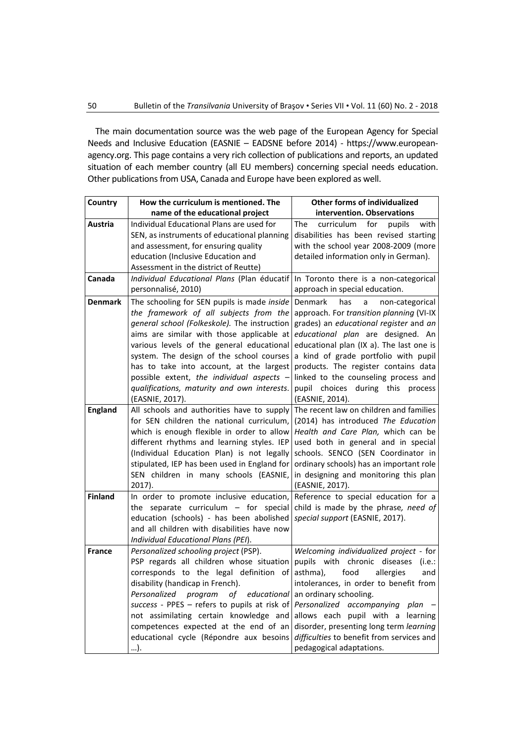The main documentation source was the web page of the European Agency for Special Needs and Inclusive Education (EASNIE – EADSNE before 2014) - https://www.european-agency.org. This page contains a very rich collection of publications and reports, an updated situation of each member country (all EU members) concerning special needs education. Other publications from USA, Canada and Europe have been explored as well.

| Country | How the curriculum is mentioned. The name of the educational project | Other forms of individualized intervention. Observations |
|---|---|---|
| **Austria** | Individual Educational Plans are used for SEN, as instruments of educational planning and assessment, for ensuring quality education (Inclusive Education and Assessment in the district of Reutte) | The curriculum for pupils with disabilities has been revised starting with the school year 2008-2009 (more detailed information only in German). |
| **Canada** | *Individual Educational Plans* (Plan éducatif personnalisé, 2010) | In Toronto there is a non-categorical approach in special education. |
| **Denmark** | The schooling for SEN pupils is made *inside the framework of all subjects from the general school (Folkeskole).* The instruction aims are similar with those applicable at various levels of the general educational system. The design of the school courses has to take into account, at the largest possible extent, *the individual aspects – qualifications, maturity and own interests.* (EASNIE, 2017). | Denmark has a non-categorical approach. For *transition planning* (VI-IX grades) an *educational register* and *an educational plan* are designed. An educational plan (IX a). The last one is a kind of grade portfolio with pupil products. The register contains data linked to the counseling process and pupil choices during this process (EASNIE, 2014). |
| **England** | All schools and authorities have to supply for SEN children the national curriculum, which is enough flexible in order to allow different rhythms and learning styles. IEP (Individual Education Plan) is not legally stipulated, IEP has been used in England for SEN children in many schools (EASNIE, 2017). | The recent law on children and families (2014) has introduced *The Education Health and Care Plan,* which can be used both in general and in special schools. SENCO (SEN Coordinator in ordinary schools) has an important role in designing and monitoring this plan (EASNIE, 2017). |
| **Finland** | In order to promote inclusive education, the separate curriculum – for special education (schools) - has been abolished and all children with disabilities have now *Individual Educational Plans (PEI*). | Reference to special education for a child is made by the phrase*, need of special support* (EASNIE, 2017). |
| **France** | *Personalized schooling project* (PSP). PSP regards all children whose situation corresponds to the legal definition of disability (handicap in French). *Personalized program of educational success* - PPES – refers to pupils at risk of not assimilating certain knowledge and competences expected at the end of an educational cycle (Répondre aux besoins …). | *Welcoming individualized project* - for pupils with chronic diseases (i.e.: asthma), food allergies and intolerances, in order to benefit from an ordinary schooling. *Personalized accompanying plan* – allows each pupil with a learning disorder, presenting long term *learning difficulties* to benefit from services and pedagogical adaptations. |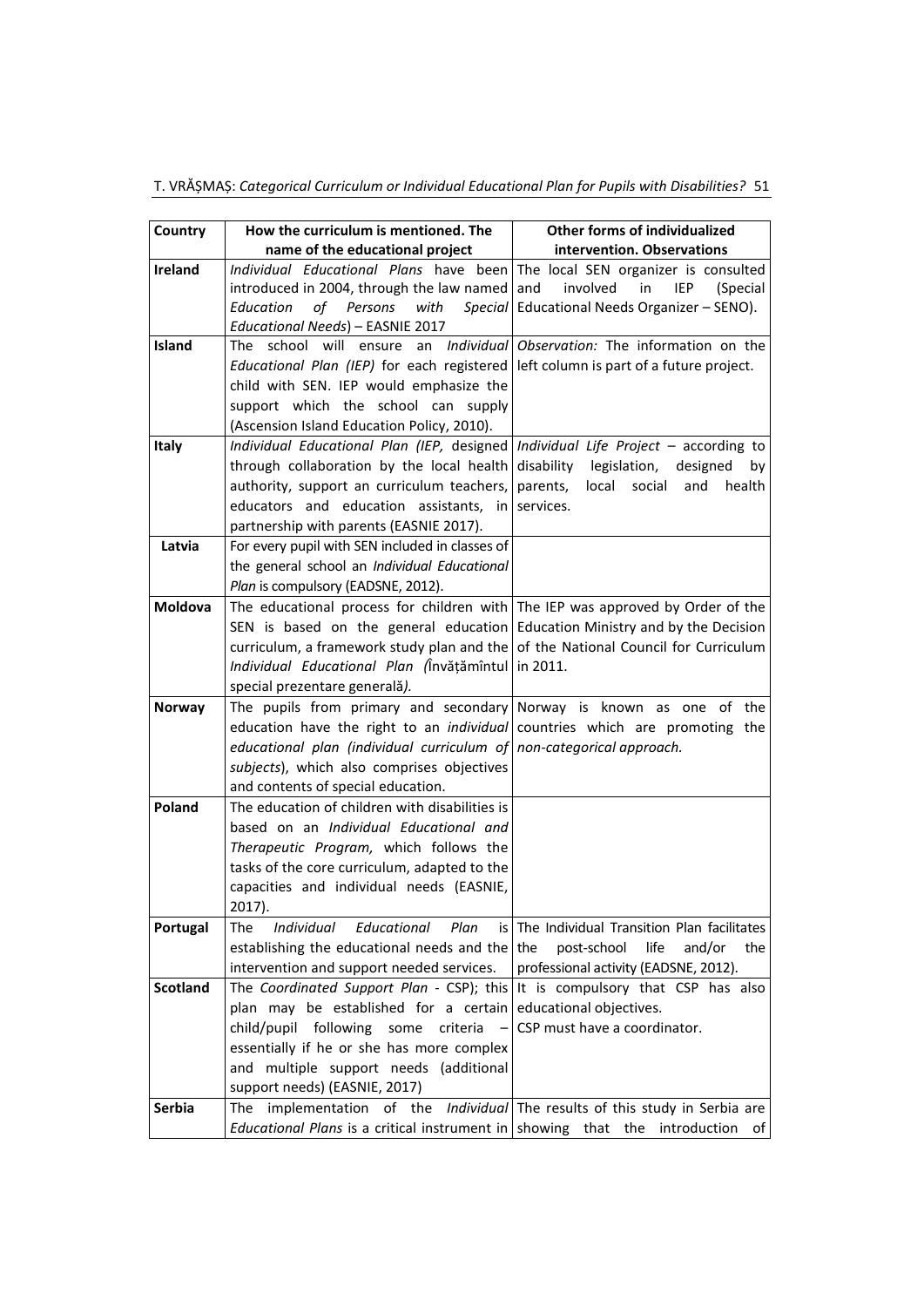| Country | How the curriculum is mentioned. The name of the educational project | Other forms of individualized intervention. Observations |
|---|---|---|
| **Ireland** | *Individual Educational Plans* have been introduced in 2004, through the law named *Education of Persons with Special Educational Needs*) – EASNIE 2017 | The local SEN organizer is consulted and involved in IEP (Special Educational Needs Organizer – SENO). |
| **Island** | The school will ensure an *Individual Educational Plan (IEP)* for each registered child with SEN. IEP would emphasize the support which the school can supply (Ascension Island Education Policy, 2010). | *Observation:* The information on the left column is part of a future project. |
| **Italy** | *Individual Educational Plan (IEP,* designed through collaboration by the local health authority, support an curriculum teachers, educators and education assistants, in partnership with parents (EASNIE 2017). | *Individual Life Project* – according to disability legislation, designed by parents, local social and health services. |
| **Latvia** | For every pupil with SEN included in classes of the general school an *Individual Educational Plan* is compulsory (EADSNE, 2012). | |
| **Moldova** | The educational process for children with SEN is based on the general education curriculum, a framework study plan and the *Individual Educational Plan (*Învățămîntul special prezentare generală*).* | The IEP was approved by Order of the Education Ministry and by the Decision of the National Council for Curriculum in 2011. |
| **Norway** | The pupils from primary and secondary education have the right to an *individual educational plan (individual curriculum of subjects*), which also comprises objectives and contents of special education. | Norway is known as one of the countries which are promoting the *non-categorical approach.* |
| **Poland** | The education of children with disabilities is based on an *Individual Educational and Therapeutic Program,* which follows the tasks of the core curriculum, adapted to the capacities and individual needs (EASNIE, 2017). | |
| **Portugal** | The *Individual Educational Plan* is establishing the educational needs and the intervention and support needed services. | The Individual Transition Plan facilitates the post-school life and/or the professional activity (EADSNE, 2012). |
| **Scotland** | The *Coordinated Support Plan* - CSP); this plan may be established for a certain child/pupil following some criteria – essentially if he or she has more complex and multiple support needs (additional support needs) (EASNIE, 2017) | It is compulsory that CSP has also educational objectives. CSP must have a coordinator. |
| **Serbia** | The implementation of the *Individual Educational Plans* is a critical instrument in | The results of this study in Serbia are showing that the introduction of |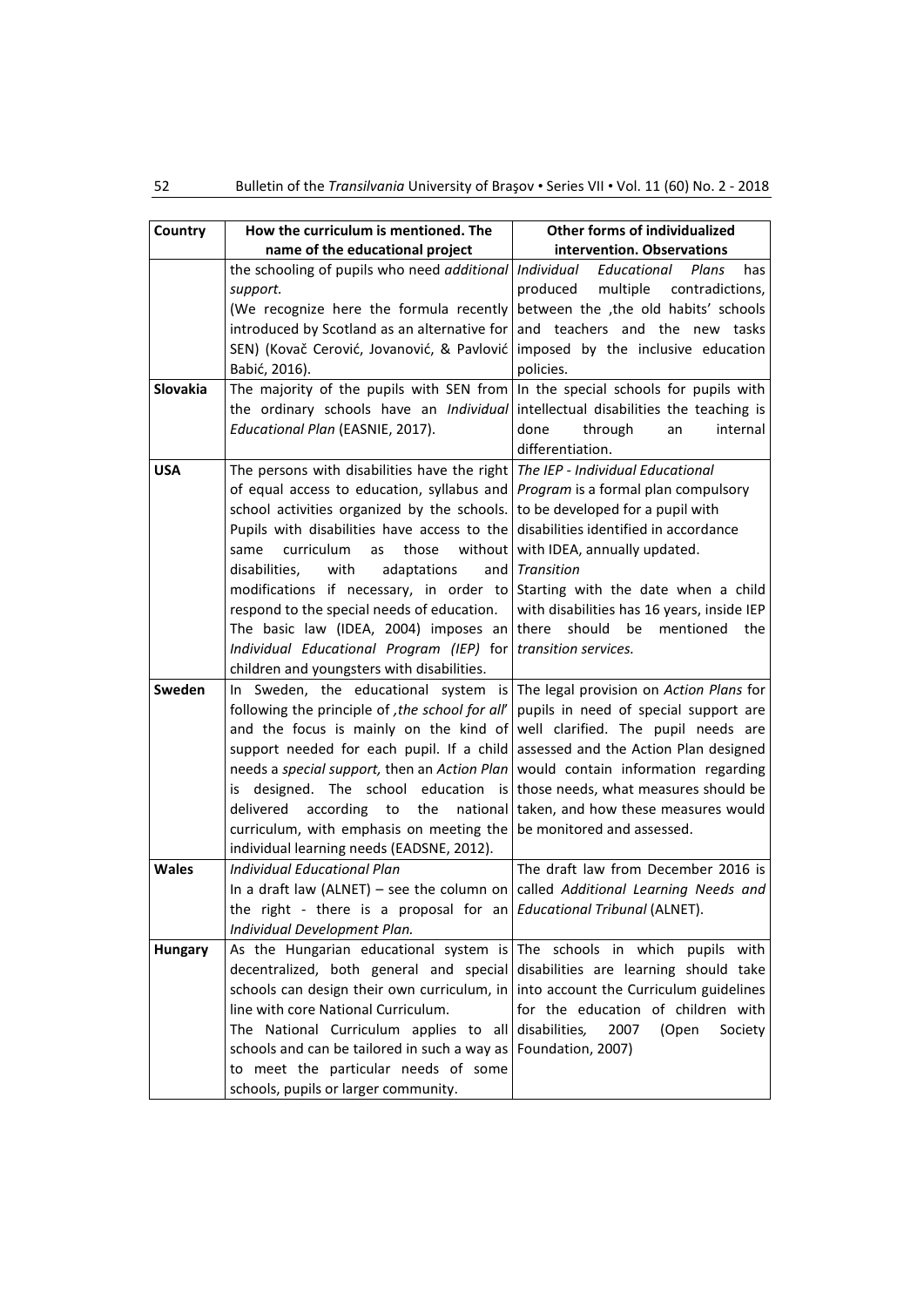| Country | How the curriculum is mentioned. The name of the educational project | Other forms of individualized intervention. Observations |
|---|---|---|
| | the schooling of pupils who need *additional support.* (We recognize here the formula recently introduced by Scotland as an alternative for SEN) (Kovač Cerović, Jovanović, & Pavlović Babić, 2016). | *Individual Educational Plans* has produced multiple contradictions, between the 'the old habits' schools and teachers and the new tasks imposed by the inclusive education policies. |
| **Slovakia** | The majority of the pupils with SEN from the ordinary schools have an *Individual Educational Plan* (EASNIE, 2017). | In the special schools for pupils with intellectual disabilities the teaching is done through an internal differentiation. |
| **USA** | The persons with disabilities have the right of equal access to education, syllabus and school activities organized by the schools. Pupils with disabilities have access to the same curriculum as those without disabilities, with adaptations and modifications if necessary, in order to respond to the special needs of education. The basic law (IDEA, 2004) imposes an *Individual Educational Program (IEP)* for children and youngsters with disabilities. | *The IEP - Individual Educational Program* is a formal plan compulsory to be developed for a pupil with disabilities identified in accordance with IDEA, annually updated. *Transition* Starting with the date when a child with disabilities has 16 years, inside IEP there should be mentioned the *transition services.* |
| **Sweden** | In Sweden, the educational system is following the principle of *'the school for all'* and the focus is mainly on the kind of support needed for each pupil. If a child needs a *special support,* then an *Action Plan* is designed. The school education is delivered according to the national curriculum, with emphasis on meeting the individual learning needs (EADSNE, 2012). | The legal provision on *Action Plans* for pupils in need of special support are well clarified. The pupil needs are assessed and the Action Plan designed would contain information regarding those needs, what measures should be taken, and how these measures would be monitored and assessed. |
| **Wales** | *Individual Educational Plan* In a draft law (ALNET) – see the column on the right - there is a proposal for an *Individual Development Plan.* | The draft law from December 2016 is called *Additional Learning Needs and Educational Tribunal* (ALNET). |
| **Hungary** | As the Hungarian educational system is decentralized, both general and special schools can design their own curriculum, in line with core National Curriculum. The National Curriculum applies to all schools and can be tailored in such a way as to meet the particular needs of some schools, pupils or larger community. | The schools in which pupils with disabilities are learning should take into account the Curriculum guidelines for the education of children with disabilities*,* 2007 (Open Society Foundation, 2007) |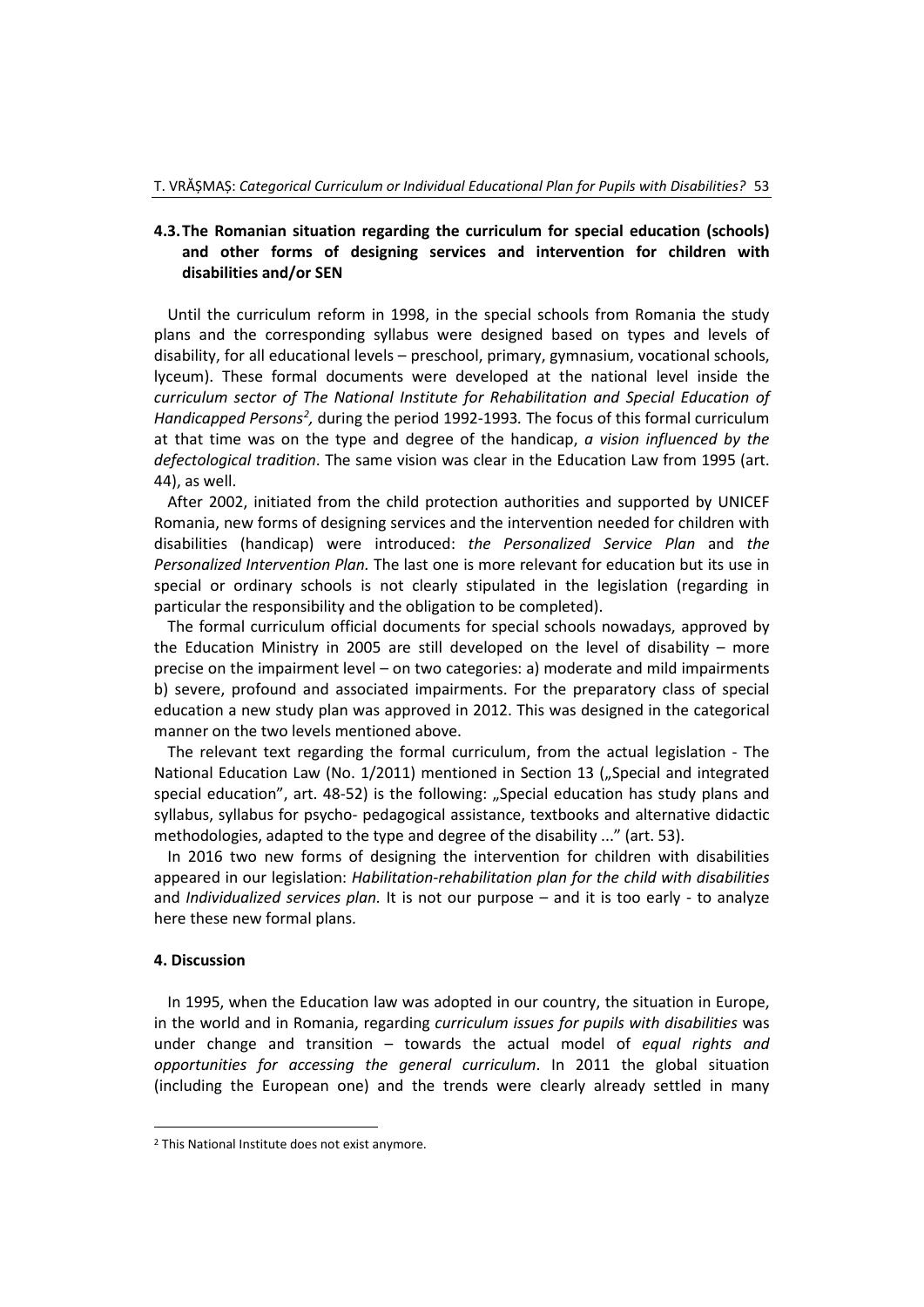### 4.3. The Romanian situation regarding the curriculum for special education (schools) and other forms of designing services and intervention for children with disabilities and/or SEN

Until the curriculum reform in 1998, in the special schools from Romania the study plans and the corresponding syllabus were designed based on types and levels of disability, for all educational levels – preschool, primary, gymnasium, vocational schools, lyceum). These formal documents were developed at the national level inside the *curriculum sector of The National Institute for Rehabilitation and Special Education of Handicapped Persons*[2], during the period 1992-1993. The focus of this formal curriculum at that time was on the type and degree of the handicap, *a vision influenced by the defectological tradition*. The same vision was clear in the Education Law from 1995 (art. 44), as well.

After 2002, initiated from the child protection authorities and supported by UNICEF Romania, new forms of designing services and the intervention needed for children with disabilities (handicap) were introduced: *the Personalized Service Plan* and *the Personalized Intervention Plan.* The last one is more relevant for education but its use in special or ordinary schools is not clearly stipulated in the legislation (regarding in particular the responsibility and the obligation to be completed).

The formal curriculum official documents for special schools nowadays, approved by the Education Ministry in 2005 are still developed on the level of disability – more precise on the impairment level – on two categories: a) moderate and mild impairments b) severe, profound and associated impairments. For the preparatory class of special education a new study plan was approved in 2012. This was designed in the categorical manner on the two levels mentioned above.

The relevant text regarding the formal curriculum, from the actual legislation - The National Education Law (No. 1/2011) mentioned in Section 13 („Special and integrated special education", art. 48-52) is the following: „Special education has study plans and syllabus, syllabus for psycho- pedagogical assistance, textbooks and alternative didactic methodologies, adapted to the type and degree of the disability ..." (art. 53).

In 2016 two new forms of designing the intervention for children with disabilities appeared in our legislation: *Habilitation-rehabilitation plan for the child with disabilities* and *Individualized services plan.* It is not our purpose – and it is too early - to analyze here these new formal plans.

## 4. Discussion

In 1995, when the Education law was adopted in our country, the situation in Europe, in the world and in Romania, regarding *curriculum issues for pupils with disabilities* was under change and transition – towards the actual model of *equal rights and opportunities for accessing the general curriculum*. In 2011 the global situation (including the European one) and the trends were clearly already settled in many

[2] This National Institute does not exist anymore.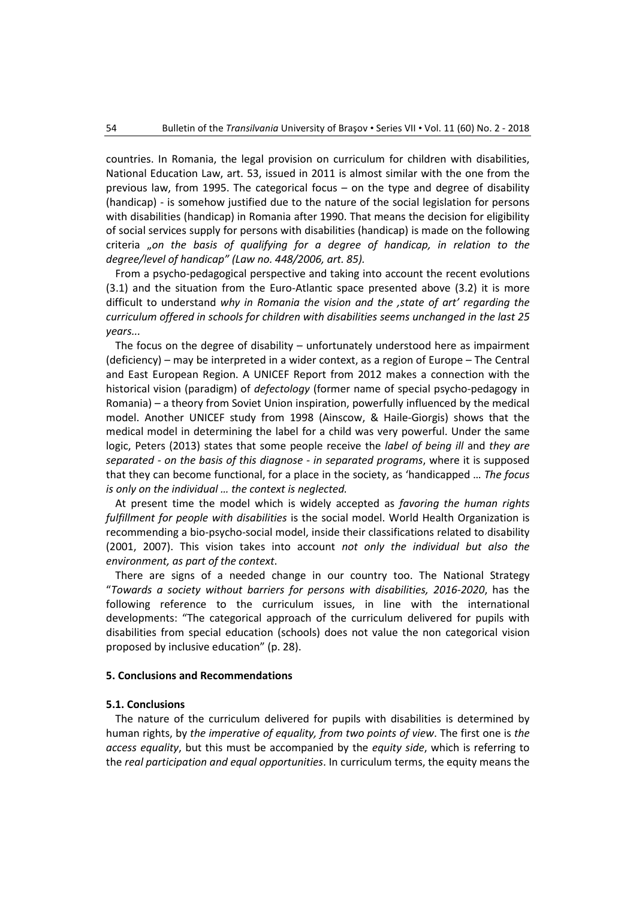countries. In Romania, the legal provision on curriculum for children with disabilities, National Education Law, art. 53, issued in 2011 is almost similar with the one from the previous law, from 1995. The categorical focus – on the type and degree of disability (handicap) - is somehow justified due to the nature of the social legislation for persons with disabilities (handicap) in Romania after 1990. That means the decision for eligibility of social services supply for persons with disabilities (handicap) is made on the following criteria *„on the basis of qualifying for a degree of handicap, in relation to the degree/level of handicap" (Law no. 448/2006, art. 85).*

From a psycho-pedagogical perspective and taking into account the recent evolutions (3.1) and the situation from the Euro-Atlantic space presented above (3.2) it is more difficult to understand *why in Romania the vision and the 'state of art' regarding the curriculum offered in schools for children with disabilities seems unchanged in the last 25 years...*

The focus on the degree of disability – unfortunately understood here as impairment (deficiency) – may be interpreted in a wider context, as a region of Europe – The Central and East European Region. A UNICEF Report from 2012 makes a connection with the historical vision (paradigm) of *defectology* (former name of special psycho-pedagogy in Romania) – a theory from Soviet Union inspiration, powerfully influenced by the medical model. Another UNICEF study from 1998 (Ainscow, & Haile-Giorgis) shows that the medical model in determining the label for a child was very powerful. Under the same logic, Peters (2013) states that some people receive the *label of being ill* and *they are separated - on the basis of this diagnose - in separated programs*, where it is supposed that they can become functional, for a place in the society, as 'handicapped … *The focus is only on the individual … the context is neglected.*

At present time the model which is widely accepted as *favoring the human rights fulfillment for people with disabilities* is the social model. World Health Organization is recommending a bio-psycho-social model, inside their classifications related to disability (2001, 2007). This vision takes into account *not only the individual but also the environment, as part of the context*.

There are signs of a needed change in our country too. The National Strategy "*Towards a society without barriers for persons with disabilities, 2016-2020*, has the following reference to the curriculum issues, in line with the international developments: "The categorical approach of the curriculum delivered for pupils with disabilities from special education (schools) does not value the non categorical vision proposed by inclusive education" (p. 28).

## 5. Conclusions and Recommendations

### 5.1. Conclusions

The nature of the curriculum delivered for pupils with disabilities is determined by human rights, by *the imperative of equality, from two points of view*. The first one is *the access equality*, but this must be accompanied by the *equity side*, which is referring to the *real participation and equal opportunities*. In curriculum terms, the equity means the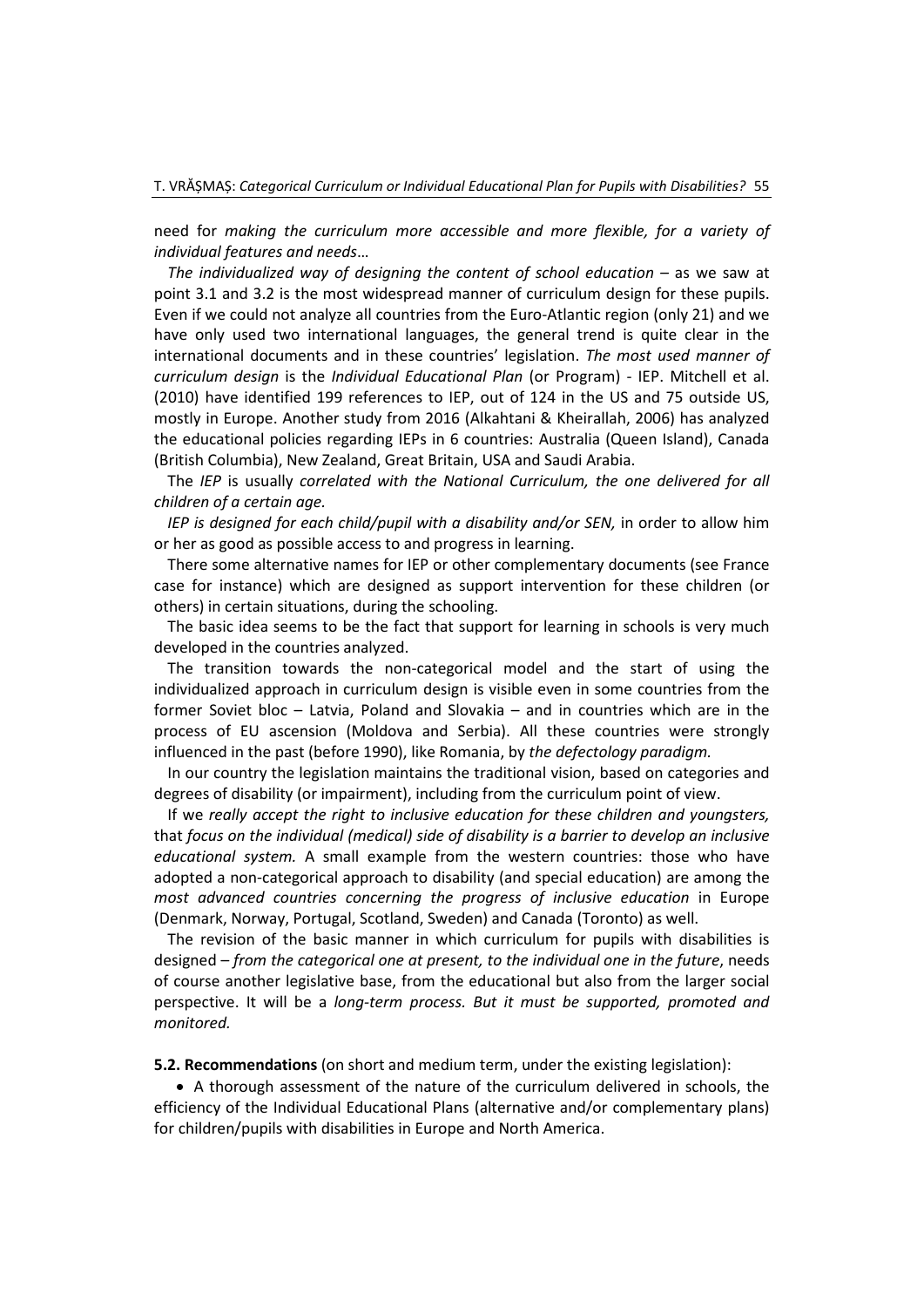need for *making the curriculum more accessible and more flexible, for a variety of individual features and needs*…

*The individualized way of designing the content of school education* – as we saw at point 3.1 and 3.2 is the most widespread manner of curriculum design for these pupils. Even if we could not analyze all countries from the Euro-Atlantic region (only 21) and we have only used two international languages, the general trend is quite clear in the international documents and in these countries' legislation. *The most used manner of curriculum design* is the *Individual Educational Plan* (or Program) - IEP. Mitchell et al. (2010) have identified 199 references to IEP, out of 124 in the US and 75 outside US, mostly in Europe. Another study from 2016 (Alkahtani & Kheirallah, 2006) has analyzed the educational policies regarding IEPs in 6 countries: Australia (Queen Island), Canada (British Columbia), New Zealand, Great Britain, USA and Saudi Arabia.

The *IEP* is usually *correlated with the National Curriculum, the one delivered for all children of a certain age.*

*IEP is designed for each child/pupil with a disability and/or SEN,* in order to allow him or her as good as possible access to and progress in learning.

There some alternative names for IEP or other complementary documents (see France case for instance) which are designed as support intervention for these children (or others) in certain situations, during the schooling.

The basic idea seems to be the fact that support for learning in schools is very much developed in the countries analyzed.

The transition towards the non-categorical model and the start of using the individualized approach in curriculum design is visible even in some countries from the former Soviet bloc – Latvia, Poland and Slovakia – and in countries which are in the process of EU ascension (Moldova and Serbia). All these countries were strongly influenced in the past (before 1990), like Romania, by *the defectology paradigm.*

In our country the legislation maintains the traditional vision, based on categories and degrees of disability (or impairment), including from the curriculum point of view.

If we *really accept the right to inclusive education for these children and youngsters,* that *focus on the individual (medical) side of disability is a barrier to develop an inclusive educational system.* A small example from the western countries: those who have adopted a non-categorical approach to disability (and special education) are among the *most advanced countries concerning the progress of inclusive education* in Europe (Denmark, Norway, Portugal, Scotland, Sweden) and Canada (Toronto) as well.

The revision of the basic manner in which curriculum for pupils with disabilities is designed – *from the categorical one at present, to the individual one in the future*, needs of course another legislative base, from the educational but also from the larger social perspective. It will be a *long-term process. But it must be supported, promoted and monitored.*

**5.2. Recommendations** (on short and medium term, under the existing legislation):

- A thorough assessment of the nature of the curriculum delivered in schools, the efficiency of the Individual Educational Plans (alternative and/or complementary plans) for children/pupils with disabilities in Europe and North America.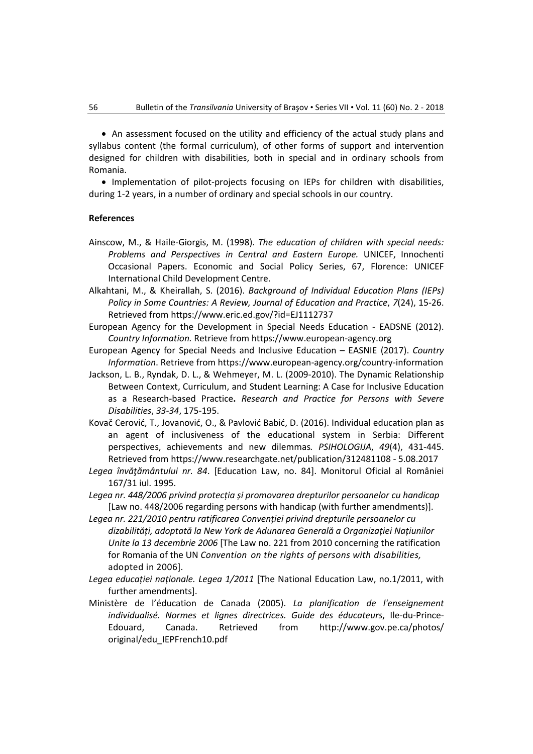- An assessment focused on the utility and efficiency of the actual study plans and syllabus content (the formal curriculum), of other forms of support and intervention designed for children with disabilities, both in special and in ordinary schools from Romania.
- Implementation of pilot-projects focusing on IEPs for children with disabilities, during 1-2 years, in a number of ordinary and special schools in our country.

**References**

Ainscow, M., & Haile-Giorgis, M. (1998). *The education of children with special needs: Problems and Perspectives in Central and Eastern Europe.* UNICEF, Innochenti Occasional Papers. Economic and Social Policy Series, 67, Florence: UNICEF International Child Development Centre.

Alkahtani, M., & Kheirallah, S. (2016). *Background of Individual Education Plans (IEPs) Policy in Some Countries: A Review, Journal of Education and Practice*, *7*(24), 15-26. Retrieved from https://www.eric.ed.gov/?id=EJ1112737

European Agency for the Development in Special Needs Education - EADSNE (2012). *Country Information.* Retrieve from https://www.european-agency.org

European Agency for Special Needs and Inclusive Education – EASNIE (2017). *Country Information*. Retrieve from https://www.european-agency.org/country-information

Jackson, L. B., Ryndak, D. L., & Wehmeyer, M. L. (2009-2010). The Dynamic Relationship Between Context, Curriculum, and Student Learning: A Case for Inclusive Education as a Research-based Practice**.** *Research and Practice for Persons with Severe Disabilities*, *33-34*, 175-195.

Kovač Cerović, T., Jovanović, O., & Pavlović Babić, D. (2016). Individual education plan as an agent of inclusiveness of the educational system in Serbia: Different perspectives, achievements and new dilemmas*. PSIHOLOGIJA*, *49*(4), 431-445. Retrieved from https://www.researchgate.net/publication/312481108 - 5.08.2017

*Legea învăţământului nr. 84*. [Education Law, no. 84]. Monitorul Oficial al României 167/31 iul. 1995.

*Legea nr. 448/2006 privind protecția și promovarea drepturilor persoanelor cu handicap* [Law no. 448/2006 regarding persons with handicap (with further amendments)].

*Legea nr. 221/2010 pentru ratificarea Convenției privind drepturile persoanelor cu dizabilități, adoptată la New York de Adunarea Generală a Organizației Națiunilor Unite la 13 decembrie 2006* [The Law no. 221 from 2010 concerning the ratification for Romania of the UN *Convention on the rights of persons with disabilities,* adopted in 2006].

*Legea educației naționale. Legea 1/2011* [The National Education Law, no.1/2011, with further amendments].

Ministère de l'éducation de Canada (2005). *La planification de l'enseignement individualisé. Normes et lignes directrices. Guide des éducateurs*, Ile-du-Prince-Edouard, Canada. Retrieved from http://www.gov.pe.ca/photos/original/edu_IEPFrench10.pdf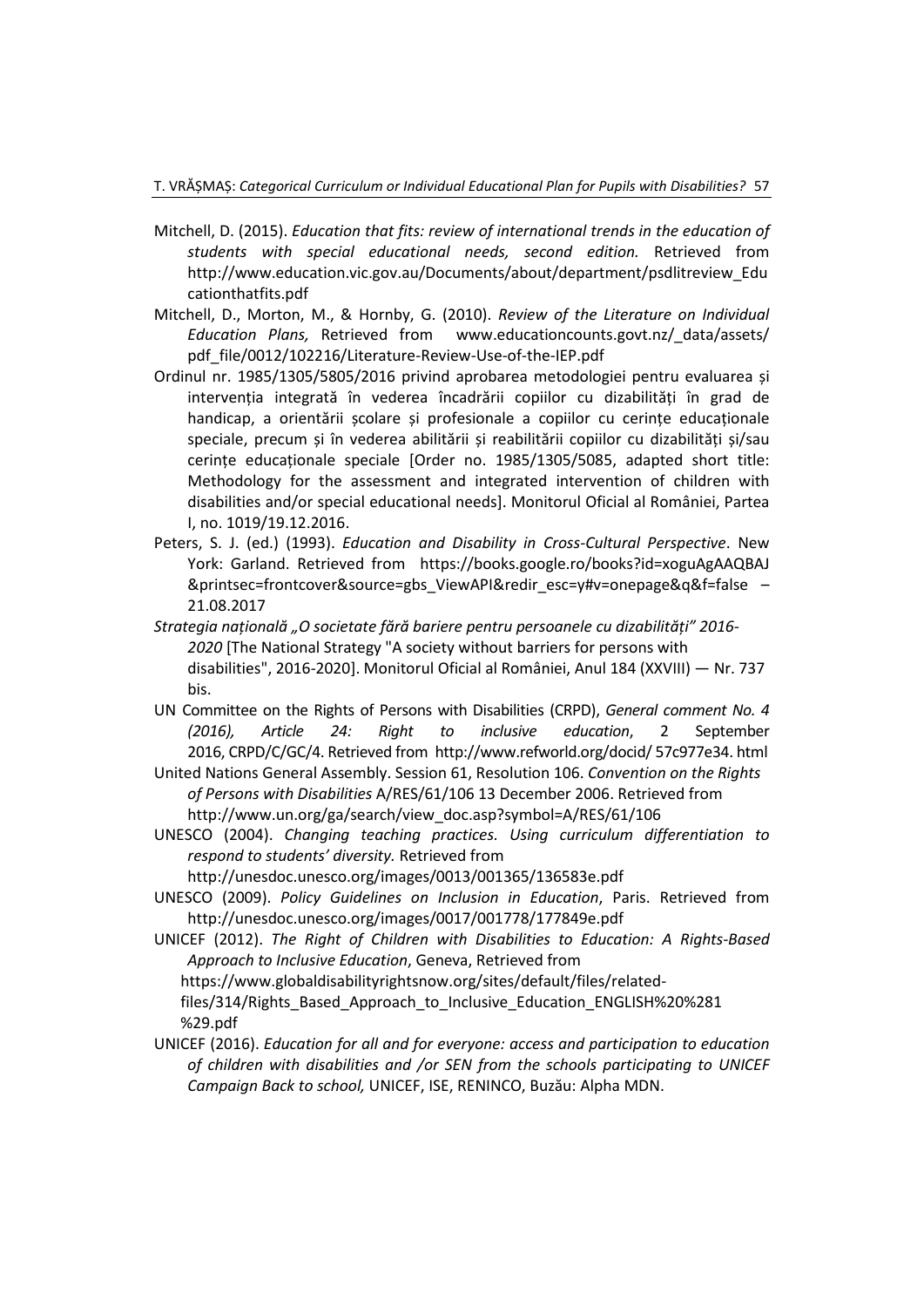Mitchell, D. (2015). *Education that fits: review of international trends in the education of students with special educational needs, second edition.* Retrieved from http://www.education.vic.gov.au/Documents/about/department/psdlitreview_Educationthatfits.pdf

Mitchell, D., Morton, M., & Hornby, G. (2010). *Review of the Literature on Individual Education Plans,* Retrieved from www.educationcounts.govt.nz/_data/assets/pdf_file/0012/102216/Literature-Review-Use-of-the-IEP.pdf

Ordinul nr. 1985/1305/5805/2016 privind aprobarea metodologiei pentru evaluarea și intervenția integrată în vederea încadrării copiilor cu dizabilități în grad de handicap, a orientării școlare și profesionale a copiilor cu cerințe educaționale speciale, precum și în vederea abilitării și reabilitării copiilor cu dizabilități și/sau cerințe educaționale speciale [Order no. 1985/1305/5085, adapted short title: Methodology for the assessment and integrated intervention of children with disabilities and/or special educational needs]. Monitorul Oficial al României, Partea I, no. 1019/19.12.2016.

Peters, S. J. (ed.) (1993). *Education and Disability in Cross-Cultural Perspective*. New York: Garland. Retrieved from https://books.google.ro/books?id=xoguAgAAQBAJ&printsec=frontcover&source=gbs_ViewAPI&redir_esc=y#v=onepage&q&f=false – 21.08.2017

*Strategia națională „O societate fără bariere pentru persoanele cu dizabilități" 2016-2020* [The National Strategy "A society without barriers for persons with disabilities", 2016-2020]. Monitorul Oficial al României, Anul 184 (XXVIII) — Nr. 737 bis.

UN Committee on the Rights of Persons with Disabilities (CRPD), *General comment No. 4 (2016), Article 24: Right to inclusive education*, 2 September 2016, CRPD/C/GC/4. Retrieved from http://www.refworld.org/docid/ 57c977e34. html

United Nations General Assembly. Session 61, Resolution 106. *Convention on the Rights of Persons with Disabilities* A/RES/61/106 13 December 2006. Retrieved from http://www.un.org/ga/search/view_doc.asp?symbol=A/RES/61/106

UNESCO (2004). *Changing teaching practices. Using curriculum differentiation to respond to students' diversity.* Retrieved from http://unesdoc.unesco.org/images/0013/001365/136583e.pdf

UNESCO (2009). *Policy Guidelines on Inclusion in Education*, Paris. Retrieved from http://unesdoc.unesco.org/images/0017/001778/177849e.pdf

UNICEF (2012). *The Right of Children with Disabilities to Education: A Rights-Based Approach to Inclusive Education*, Geneva, Retrieved from https://www.globaldisabilityrightsnow.org/sites/default/files/related-files/314/Rights_Based_Approach_to_Inclusive_Education_ENGLISH%20%281%29.pdf

UNICEF (2016). *Education for all and for everyone: access and participation to education of children with disabilities and /or SEN from the schools participating to UNICEF Campaign Back to school,* UNICEF, ISE, RENINCO, Buzău: Alpha MDN.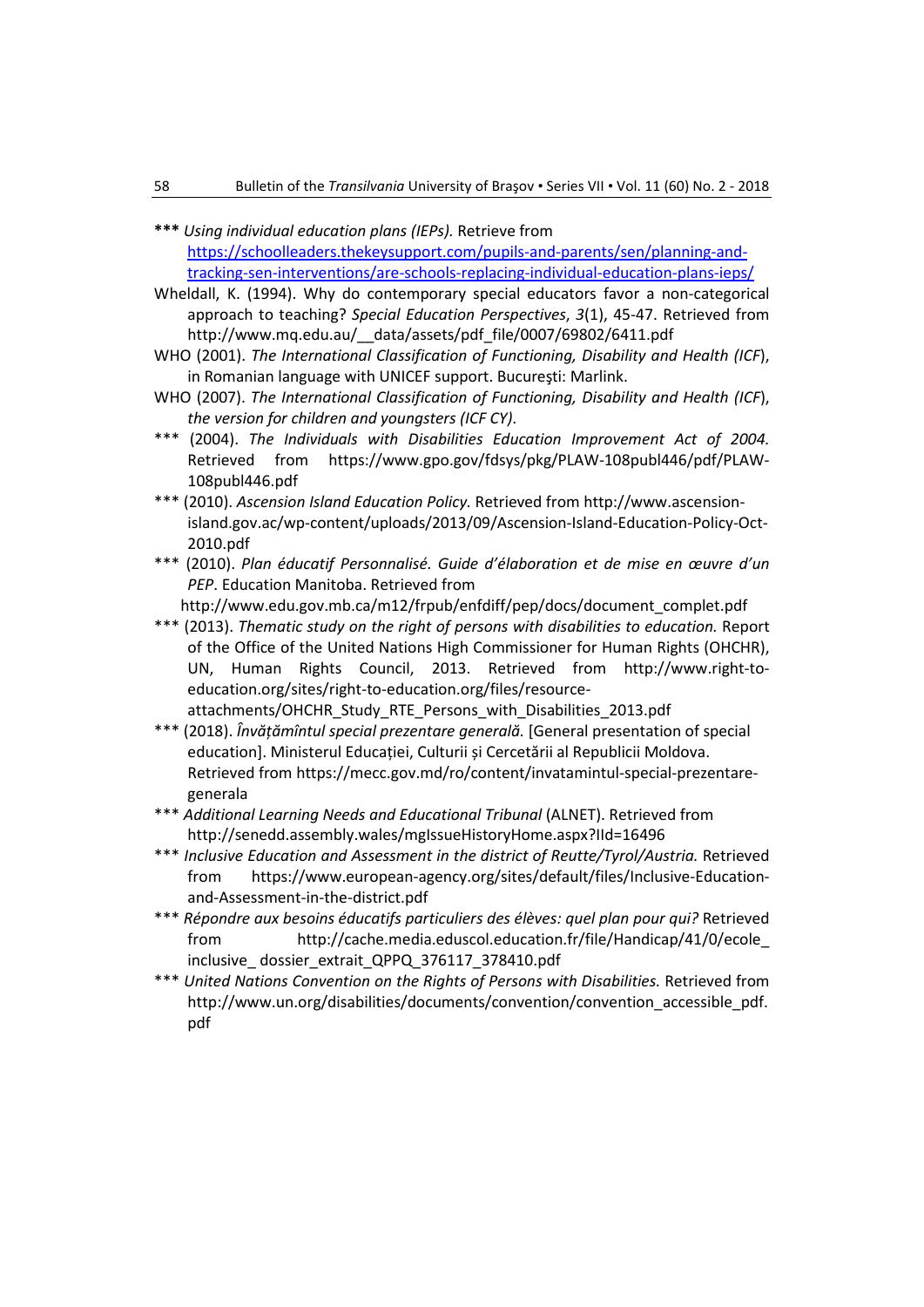**\*\*\*** *Using individual education plans (IEPs).* Retrieve from [https://schoolleaders.thekeysupport.com/pupils-and-parents/sen/planning-and-tracking-sen-interventions/are-schools-replacing-individual-education-plans-ieps/](https://schoolleaders.thekeysupport.com/pupils-and-parents/sen/planning-and-tracking-sen-interventions/are-schools-replacing-individual-education-plans-ieps/)

Wheldall, K. (1994). Why do contemporary special educators favor a non-categorical approach to teaching? *Special Education Perspectives*, *3*(1), 45-47. Retrieved from http://www.mq.edu.au/__data/assets/pdf_file/0007/69802/6411.pdf

WHO (2001). *The International Classification of Functioning, Disability and Health (ICF*), in Romanian language with UNICEF support. Bucureşti: Marlink.

WHO (2007). *The International Classification of Functioning, Disability and Health (ICF*), *the version for children and youngsters (ICF CY)*.

\*\*\* (2004). *The Individuals with Disabilities Education Improvement Act of 2004.* Retrieved from https://www.gpo.gov/fdsys/pkg/PLAW-108publ446/pdf/PLAW-108publ446.pdf

\*\*\* (2010). *Ascension Island Education Policy.* Retrieved from http://www.ascension-island.gov.ac/wp-content/uploads/2013/09/Ascension-Island-Education-Policy-Oct-2010.pdf

\*\*\* (2010). *Plan éducatif Personnalisé. Guide d'élaboration et de mise en œuvre d'un PEP*. Education Manitoba. Retrieved from http://www.edu.gov.mb.ca/m12/frpub/enfdiff/pep/docs/document_complet.pdf

\*\*\* (2013). *Thematic study on the right of persons with disabilities to education.* Report of the Office of the United Nations High Commissioner for Human Rights (OHCHR), UN, Human Rights Council, 2013. Retrieved from http://www.right-to-education.org/sites/right-to-education.org/files/resource-attachments/OHCHR_Study_RTE_Persons_with_Disabilities_2013.pdf

\*\*\* (2018). *Învățămîntul special prezentare generală.* [General presentation of special education]. Ministerul Educației, Culturii și Cercetării al Republicii Moldova. Retrieved from https://mecc.gov.md/ro/content/invatamintul-special-prezentare-generala

\*\*\* *Additional Learning Needs and Educational Tribunal* (ALNET). Retrieved from http://senedd.assembly.wales/mgIssueHistoryHome.aspx?IId=16496

\*\*\* *Inclusive Education and Assessment in the district of Reutte/Tyrol/Austria.* Retrieved from https://www.european-agency.org/sites/default/files/Inclusive-Education-and-Assessment-in-the-district.pdf

\*\*\* *Répondre aux besoins éducatifs particuliers des élèves: quel plan pour qui?* Retrieved from http://cache.media.eduscol.education.fr/file/Handicap/41/0/ecole_ inclusive_ dossier_extrait_QPPQ_376117_378410.pdf

\*\*\* *United Nations Convention on the Rights of Persons with Disabilities.* Retrieved from http://www.un.org/disabilities/documents/convention/convention_accessible_pdf.pdf